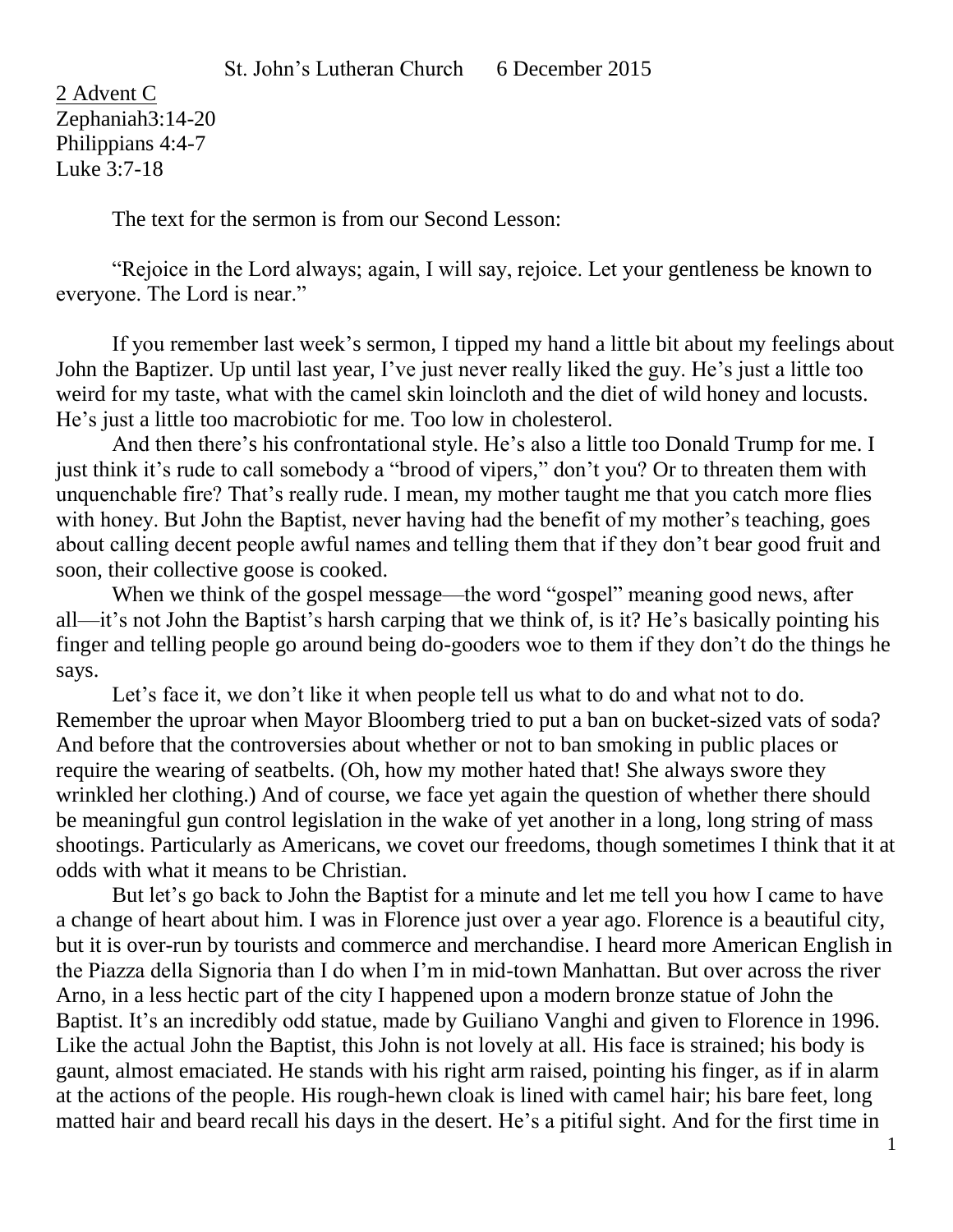St. John's Lutheran Church 6 December 2015

2 Advent C
Zephaniah3:14-20
Philippians 4:4-7
Luke 3:7-18

The text for the sermon is from our Second Lesson:

"Rejoice in the Lord always; again, I will say, rejoice. Let your gentleness be known to everyone. The Lord is near."

If you remember last week's sermon, I tipped my hand a little bit about my feelings about John the Baptizer. Up until last year, I've just never really liked the guy. He's just a little too weird for my taste, what with the camel skin loincloth and the diet of wild honey and locusts. He's just a little too macrobiotic for me. Too low in cholesterol.

And then there's his confrontational style. He's also a little too Donald Trump for me. I just think it's rude to call somebody a "brood of vipers," don't you? Or to threaten them with unquenchable fire? That's really rude. I mean, my mother taught me that you catch more flies with honey. But John the Baptist, never having had the benefit of my mother's teaching, goes about calling decent people awful names and telling them that if they don't bear good fruit and soon, their collective goose is cooked.

When we think of the gospel message—the word "gospel" meaning good news, after all—it's not John the Baptist's harsh carping that we think of, is it? He's basically pointing his finger and telling people go around being do-gooders woe to them if they don't do the things he says.

Let's face it, we don't like it when people tell us what to do and what not to do. Remember the uproar when Mayor Bloomberg tried to put a ban on bucket-sized vats of soda? And before that the controversies about whether or not to ban smoking in public places or require the wearing of seatbelts. (Oh, how my mother hated that! She always swore they wrinkled her clothing.) And of course, we face yet again the question of whether there should be meaningful gun control legislation in the wake of yet another in a long, long string of mass shootings. Particularly as Americans, we covet our freedoms, though sometimes I think that it at odds with what it means to be Christian.

But let's go back to John the Baptist for a minute and let me tell you how I came to have a change of heart about him. I was in Florence just over a year ago. Florence is a beautiful city, but it is over-run by tourists and commerce and merchandise. I heard more American English in the Piazza della Signoria than I do when I'm in mid-town Manhattan. But over across the river Arno, in a less hectic part of the city I happened upon a modern bronze statue of John the Baptist. It's an incredibly odd statue, made by Guiliano Vanghi and given to Florence in 1996. Like the actual John the Baptist, this John is not lovely at all. His face is strained; his body is gaunt, almost emaciated. He stands with his right arm raised, pointing his finger, as if in alarm at the actions of the people. His rough-hewn cloak is lined with camel hair; his bare feet, long matted hair and beard recall his days in the desert. He's a pitiful sight. And for the first time in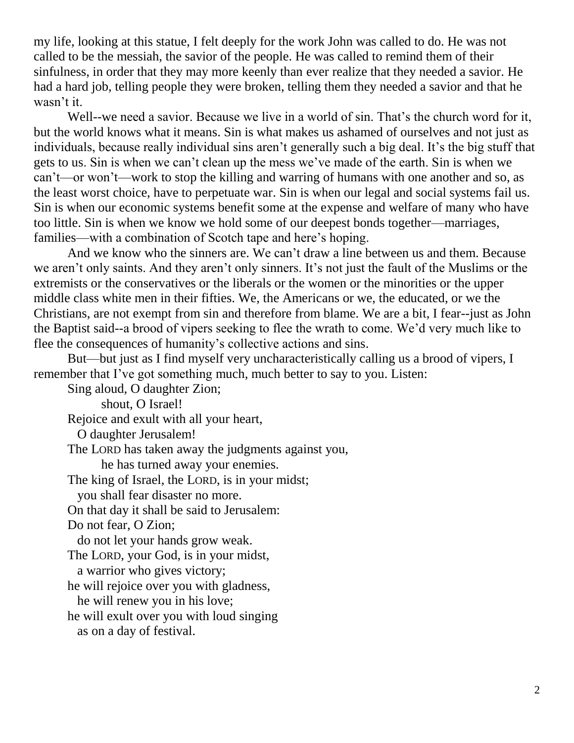my life, looking at this statue, I felt deeply for the work John was called to do. He was not called to be the messiah, the savior of the people. He was called to remind them of their sinfulness, in order that they may more keenly than ever realize that they needed a savior. He had a hard job, telling people they were broken, telling them they needed a savior and that he wasn't it.

Well--we need a savior. Because we live in a world of sin. That's the church word for it, but the world knows what it means. Sin is what makes us ashamed of ourselves and not just as individuals, because really individual sins aren't generally such a big deal. It's the big stuff that gets to us. Sin is when we can't clean up the mess we've made of the earth. Sin is when we can't—or won't—work to stop the killing and warring of humans with one another and so, as the least worst choice, have to perpetuate war. Sin is when our legal and social systems fail us. Sin is when our economic systems benefit some at the expense and welfare of many who have too little. Sin is when we know we hold some of our deepest bonds together—marriages, families—with a combination of Scotch tape and here's hoping.

And we know who the sinners are. We can't draw a line between us and them. Because we aren't only saints. And they aren't only sinners. It's not just the fault of the Muslims or the extremists or the conservatives or the liberals or the women or the minorities or the upper middle class white men in their fifties. We, the Americans or we, the educated, or we the Christians, are not exempt from sin and therefore from blame. We are a bit, I fear--just as John the Baptist said--a brood of vipers seeking to flee the wrath to come. We'd very much like to flee the consequences of humanity's collective actions and sins.

But—but just as I find myself very uncharacteristically calling us a brood of vipers, I remember that I've got something much, much better to say to you. Listen:

Sing aloud, O daughter Zion;
    shout, O Israel!
Rejoice and exult with all your heart,
  O daughter Jerusalem!
The LORD has taken away the judgments against you,
    he has turned away your enemies.
The king of Israel, the LORD, is in your midst;
  you shall fear disaster no more.
On that day it shall be said to Jerusalem:
Do not fear, O Zion;
  do not let your hands grow weak.
The LORD, your God, is in your midst,
  a warrior who gives victory;
he will rejoice over you with gladness,
  he will renew you in his love;
he will exult over you with loud singing
  as on a day of festival.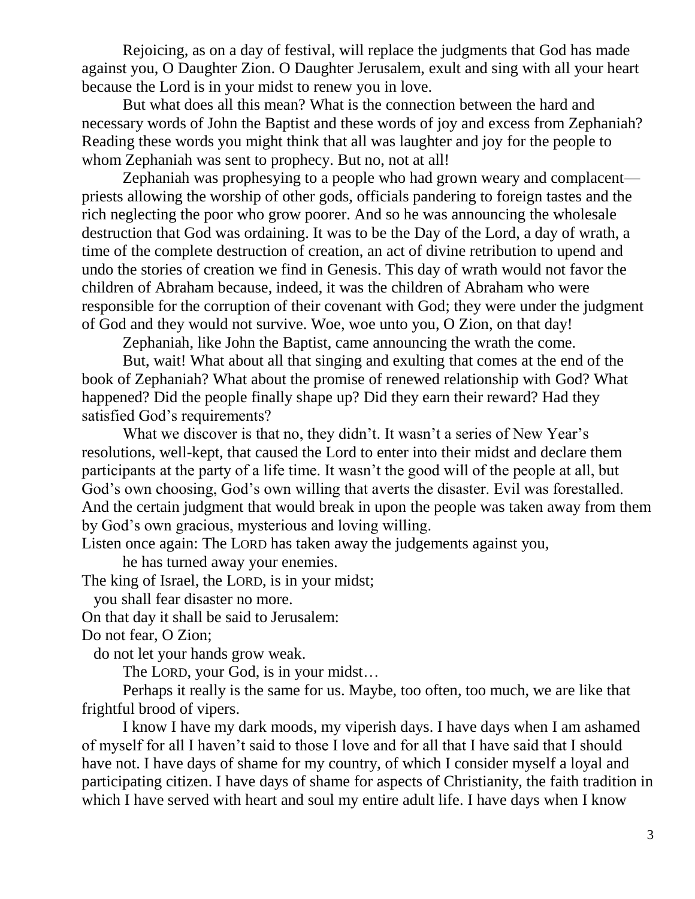Rejoicing, as on a day of festival, will replace the judgments that God has made against you, O Daughter Zion. O Daughter Jerusalem, exult and sing with all your heart because the Lord is in your midst to renew you in love.

But what does all this mean? What is the connection between the hard and necessary words of John the Baptist and these words of joy and excess from Zephaniah? Reading these words you might think that all was laughter and joy for the people to whom Zephaniah was sent to prophecy. But no, not at all!

Zephaniah was prophesying to a people who had grown weary and complacent—priests allowing the worship of other gods, officials pandering to foreign tastes and the rich neglecting the poor who grow poorer. And so he was announcing the wholesale destruction that God was ordaining. It was to be the Day of the Lord, a day of wrath, a time of the complete destruction of creation, an act of divine retribution to upend and undo the stories of creation we find in Genesis. This day of wrath would not favor the children of Abraham because, indeed, it was the children of Abraham who were responsible for the corruption of their covenant with God; they were under the judgment of God and they would not survive. Woe, woe unto you, O Zion, on that day!

Zephaniah, like John the Baptist, came announcing the wrath the come.

But, wait! What about all that singing and exulting that comes at the end of the book of Zephaniah? What about the promise of renewed relationship with God? What happened? Did the people finally shape up? Did they earn their reward? Had they satisfied God's requirements?

What we discover is that no, they didn't. It wasn't a series of New Year's resolutions, well-kept, that caused the Lord to enter into their midst and declare them participants at the party of a life time. It wasn't the good will of the people at all, but God's own choosing, God's own willing that averts the disaster. Evil was forestalled. And the certain judgment that would break in upon the people was taken away from them by God's own gracious, mysterious and loving willing.

Listen once again: The LORD has taken away the judgements against you,
  he has turned away your enemies.
The king of Israel, the LORD, is in your midst;
  you shall fear disaster no more.
On that day it shall be said to Jerusalem:
Do not fear, O Zion;
  do not let your hands grow weak.
  The LORD, your God, is in your midst…

Perhaps it really is the same for us. Maybe, too often, too much, we are like that frightful brood of vipers.

I know I have my dark moods, my viperish days. I have days when I am ashamed of myself for all I haven't said to those I love and for all that I have said that I should have not. I have days of shame for my country, of which I consider myself a loyal and participating citizen. I have days of shame for aspects of Christianity, the faith tradition in which I have served with heart and soul my entire adult life. I have days when I know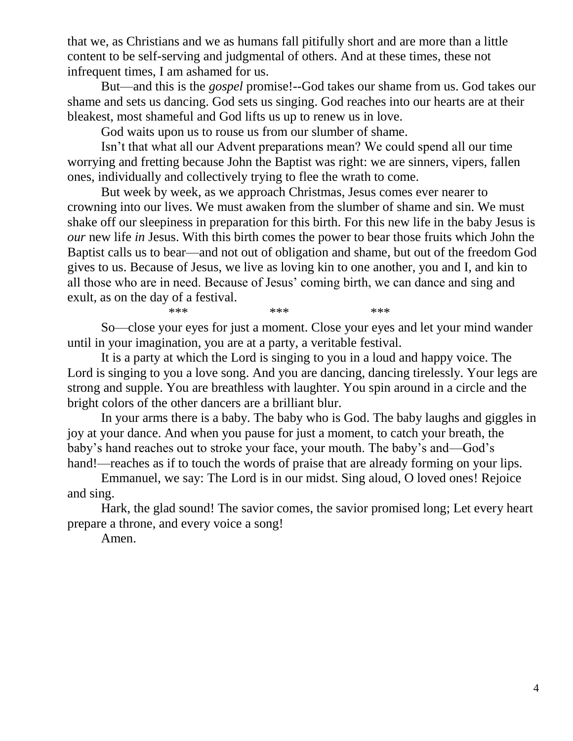that we, as Christians and we as humans fall pitifully short and are more than a little content to be self-serving and judgmental of others. And at these times, these not infrequent times, I am ashamed for us.

But—and this is the *gospel* promise!--God takes our shame from us. God takes our shame and sets us dancing. God sets us singing. God reaches into our hearts are at their bleakest, most shameful and God lifts us up to renew us in love.

God waits upon us to rouse us from our slumber of shame.

Isn't that what all our Advent preparations mean? We could spend all our time worrying and fretting because John the Baptist was right: we are sinners, vipers, fallen ones, individually and collectively trying to flee the wrath to come.

But week by week, as we approach Christmas, Jesus comes ever nearer to crowning into our lives. We must awaken from the slumber of shame and sin. We must shake off our sleepiness in preparation for this birth. For this new life in the baby Jesus is *our* new life *in* Jesus. With this birth comes the power to bear those fruits which John the Baptist calls us to bear—and not out of obligation and shame, but out of the freedom God gives to us. Because of Jesus, we live as loving kin to one another, you and I, and kin to all those who are in need. Because of Jesus' coming birth, we can dance and sing and exult, as on the day of a festival.

\*\*\* \*\*\* \*\*\*

So—close your eyes for just a moment. Close your eyes and let your mind wander until in your imagination, you are at a party, a veritable festival.

It is a party at which the Lord is singing to you in a loud and happy voice. The Lord is singing to you a love song. And you are dancing, dancing tirelessly. Your legs are strong and supple. You are breathless with laughter. You spin around in a circle and the bright colors of the other dancers are a brilliant blur.

In your arms there is a baby. The baby who is God. The baby laughs and giggles in joy at your dance. And when you pause for just a moment, to catch your breath, the baby's hand reaches out to stroke your face, your mouth. The baby's and—God's hand!—reaches as if to touch the words of praise that are already forming on your lips.

Emmanuel, we say: The Lord is in our midst. Sing aloud, O loved ones! Rejoice and sing.

Hark, the glad sound! The savior comes, the savior promised long; Let every heart prepare a throne, and every voice a song!

Amen.